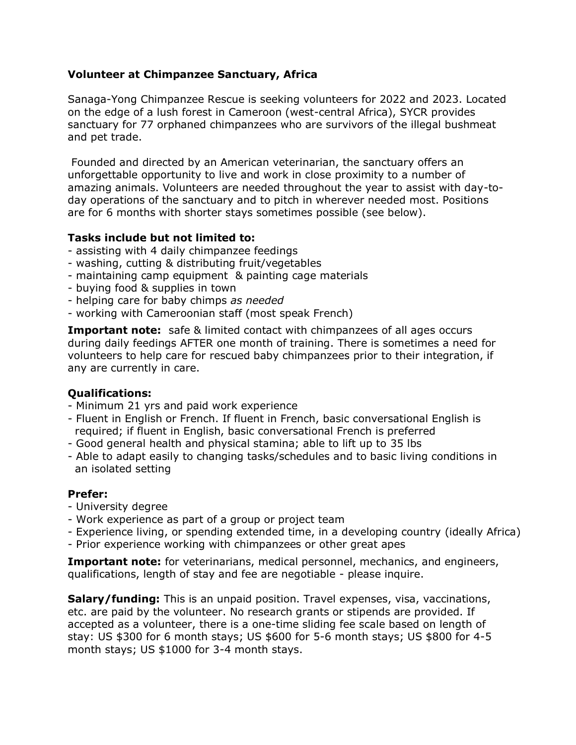## Volunteer at Chimpanzee Sanctuary, Africa

Sanaga-Yong Chimpanzee Rescue is seeking volunteers for 2022 and 2023. Located on the edge of a lush forest in Cameroon (west-central Africa), SYCR provides sanctuary for 77 orphaned chimpanzees who are survivors of the illegal bushmeat and pet trade.

Founded and directed by an American veterinarian, the sanctuary offers an unforgettable opportunity to live and work in close proximity to a number of amazing animals. Volunteers are needed throughout the year to assist with day-to-day operations of the sanctuary and to pitch in wherever needed most. Positions are for 6 months with shorter stays sometimes possible (see below).

### Tasks include but not limited to:

- assisting with 4 daily chimpanzee feedings
- washing, cutting & distributing fruit/vegetables
- maintaining camp equipment & painting cage materials
- buying food & supplies in town
- helping care for baby chimps *as needed*
- working with Cameroonian staff (most speak French)

**Important note:** safe & limited contact with chimpanzees of all ages occurs during daily feedings AFTER one month of training. There is sometimes a need for volunteers to help care for rescued baby chimpanzees prior to their integration, if any are currently in care.

### Qualifications:

- Minimum 21 yrs and paid work experience
- Fluent in English or French. If fluent in French, basic conversational English is required; if fluent in English, basic conversational French is preferred
- Good general health and physical stamina; able to lift up to 35 lbs
- Able to adapt easily to changing tasks/schedules and to basic living conditions in an isolated setting

### Prefer:

- University degree
- Work experience as part of a group or project team
- Experience living, or spending extended time, in a developing country (ideally Africa)
- Prior experience working with chimpanzees or other great apes

**Important note:** for veterinarians, medical personnel, mechanics, and engineers, qualifications, length of stay and fee are negotiable - please inquire.

**Salary/funding:** This is an unpaid position. Travel expenses, visa, vaccinations, etc. are paid by the volunteer. No research grants or stipends are provided. If accepted as a volunteer, there is a one-time sliding fee scale based on length of stay: US $300 for 6 month stays; US $600 for 5-6 month stays; US $800 for 4-5 month stays; US $1000 for 3-4 month stays.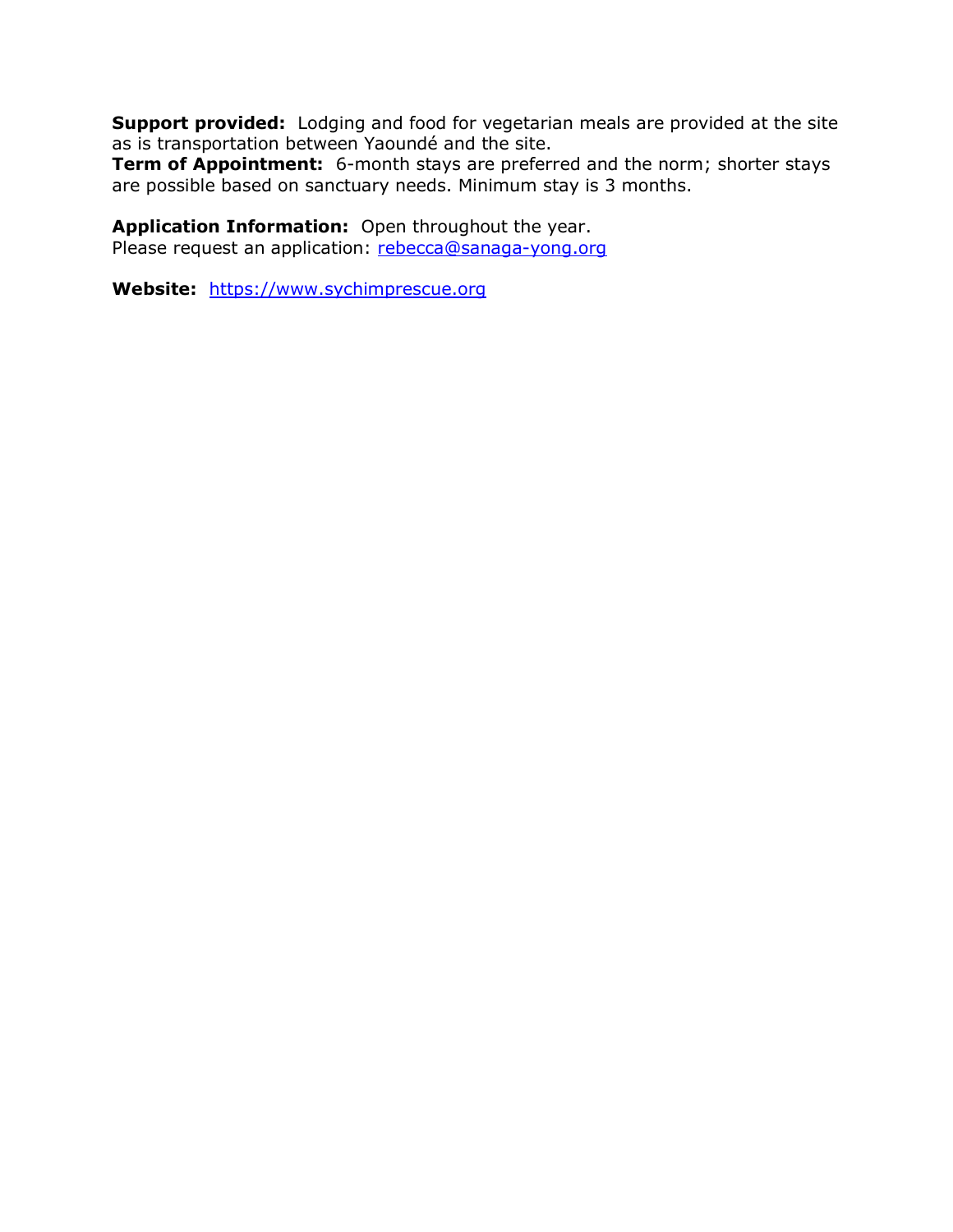**Support provided:** Lodging and food for vegetarian meals are provided at the site as is transportation between Yaoundé and the site.
**Term of Appointment:** 6-month stays are preferred and the norm; shorter stays are possible based on sanctuary needs. Minimum stay is 3 months.

**Application Information:** Open throughout the year.
Please request an application: rebecca@sanaga-yong.org

**Website:** https://www.sychimprescue.org